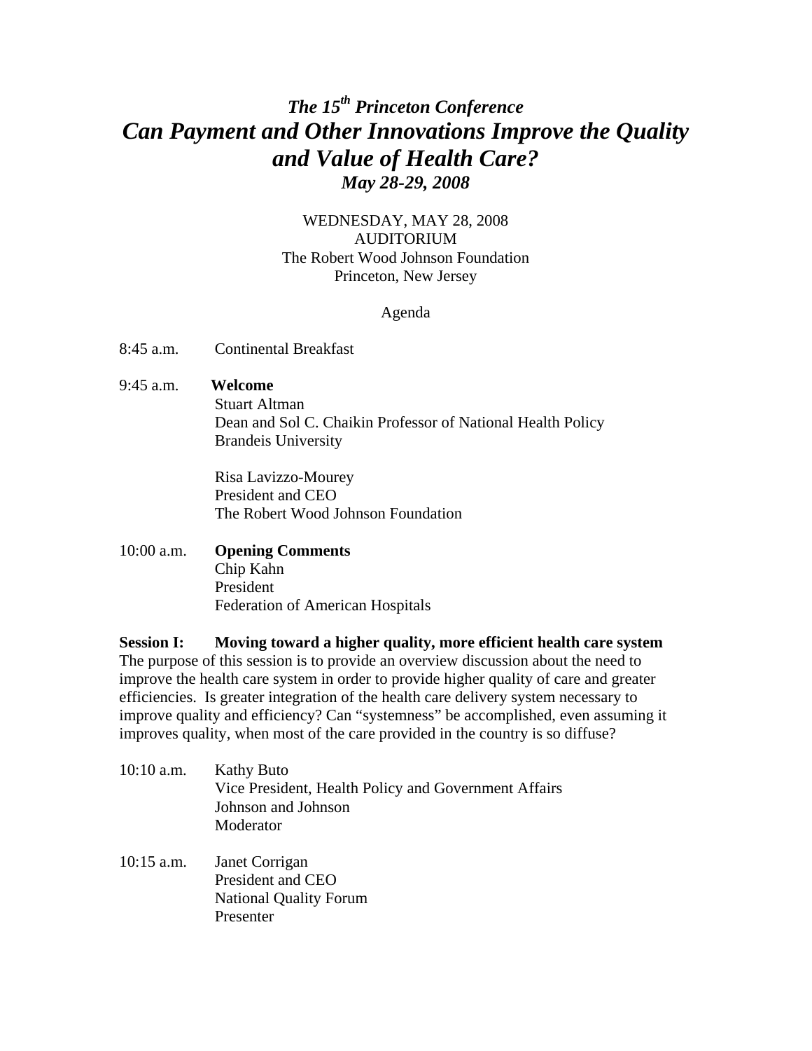# *The 15th Princeton Conference*

# *Can Payment and Other Innovations Improve the Quality and Value of Health Care?*

### *May 28-29, 2008*

WEDNESDAY, MAY 28, 2008
AUDITORIUM
The Robert Wood Johnson Foundation
Princeton, New Jersey

Agenda

8:45 a.m. Continental Breakfast

9:45 a.m. **Welcome**
Stuart Altman
Dean and Sol C. Chaikin Professor of National Health Policy
Brandeis University

Risa Lavizzo-Mourey
President and CEO
The Robert Wood Johnson Foundation

10:00 a.m. **Opening Comments**
Chip Kahn
President
Federation of American Hospitals

**Session I: Moving toward a higher quality, more efficient health care system**
The purpose of this session is to provide an overview discussion about the need to improve the health care system in order to provide higher quality of care and greater efficiencies. Is greater integration of the health care delivery system necessary to improve quality and efficiency? Can "systemness" be accomplished, even assuming it improves quality, when most of the care provided in the country is so diffuse?

10:10 a.m. Kathy Buto
Vice President, Health Policy and Government Affairs
Johnson and Johnson
Moderator

10:15 a.m. Janet Corrigan
President and CEO
National Quality Forum
Presenter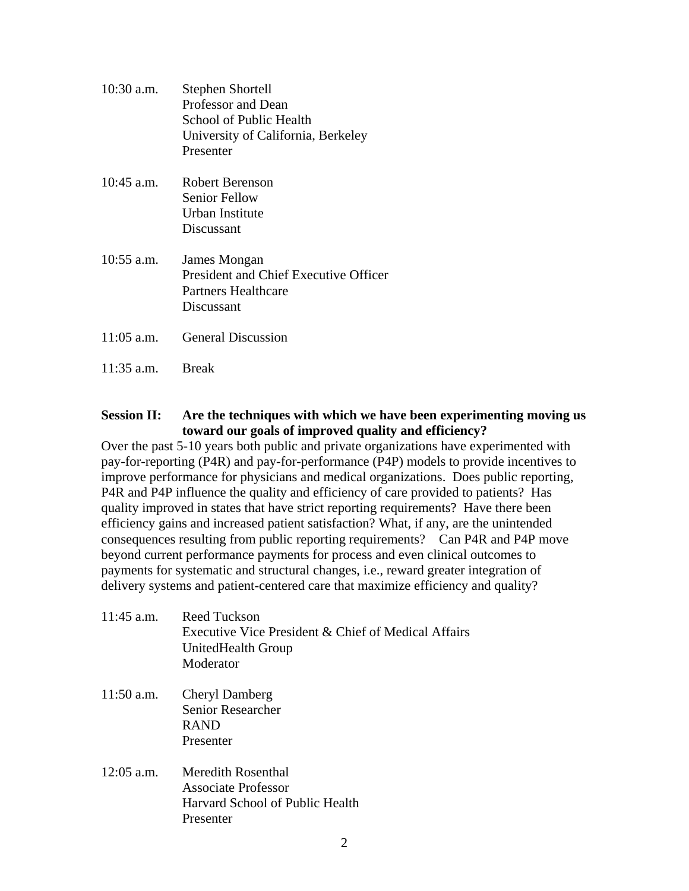10:30 a.m. Stephen Shortell
Professor and Dean
School of Public Health
University of California, Berkeley
Presenter

10:45 a.m. Robert Berenson
Senior Fellow
Urban Institute
Discussant

10:55 a.m. James Mongan
President and Chief Executive Officer
Partners Healthcare
Discussant

11:05 a.m. General Discussion

11:35 a.m. Break

**Session II: Are the techniques with which we have been experimenting moving us toward our goals of improved quality and efficiency?**

Over the past 5-10 years both public and private organizations have experimented with pay-for-reporting (P4R) and pay-for-performance (P4P) models to provide incentives to improve performance for physicians and medical organizations. Does public reporting, P4R and P4P influence the quality and efficiency of care provided to patients? Has quality improved in states that have strict reporting requirements? Have there been efficiency gains and increased patient satisfaction? What, if any, are the unintended consequences resulting from public reporting requirements? Can P4R and P4P move beyond current performance payments for process and even clinical outcomes to payments for systematic and structural changes, i.e., reward greater integration of delivery systems and patient-centered care that maximize efficiency and quality?

11:45 a.m. Reed Tuckson
Executive Vice President & Chief of Medical Affairs
UnitedHealth Group
Moderator

11:50 a.m. Cheryl Damberg
Senior Researcher
RAND
Presenter

12:05 a.m. Meredith Rosenthal
Associate Professor
Harvard School of Public Health
Presenter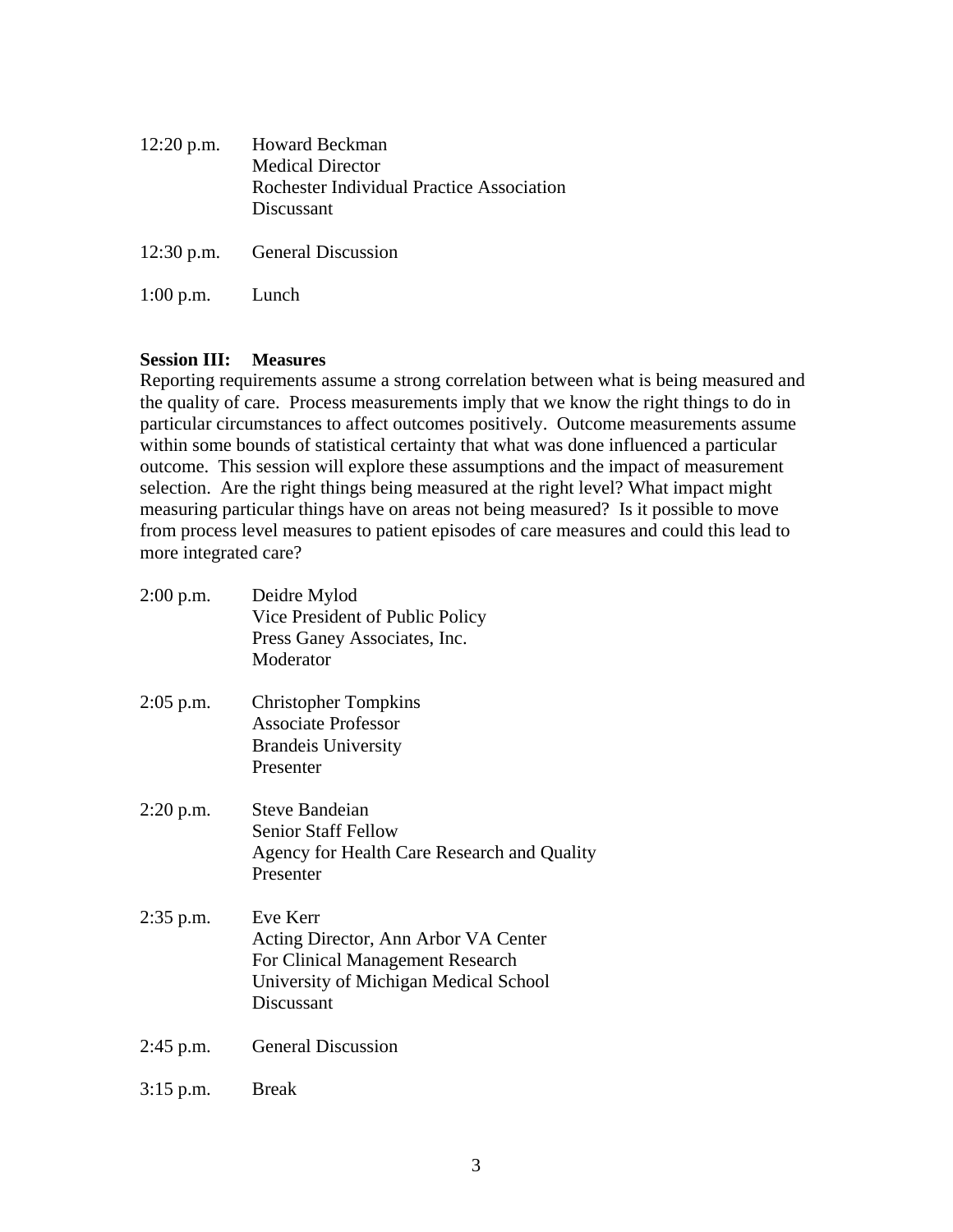12:20 p.m. Howard Beckman
Medical Director
Rochester Individual Practice Association
Discussant

12:30 p.m. General Discussion

1:00 p.m. Lunch

**Session III: Measures**

Reporting requirements assume a strong correlation between what is being measured and the quality of care. Process measurements imply that we know the right things to do in particular circumstances to affect outcomes positively. Outcome measurements assume within some bounds of statistical certainty that what was done influenced a particular outcome. This session will explore these assumptions and the impact of measurement selection. Are the right things being measured at the right level? What impact might measuring particular things have on areas not being measured? Is it possible to move from process level measures to patient episodes of care measures and could this lead to more integrated care?

2:00 p.m. Deidre Mylod
Vice President of Public Policy
Press Ganey Associates, Inc.
Moderator

2:05 p.m. Christopher Tompkins
Associate Professor
Brandeis University
Presenter

2:20 p.m. Steve Bandeian
Senior Staff Fellow
Agency for Health Care Research and Quality
Presenter

2:35 p.m. Eve Kerr
Acting Director, Ann Arbor VA Center
For Clinical Management Research
University of Michigan Medical School
Discussant

2:45 p.m. General Discussion

3:15 p.m. Break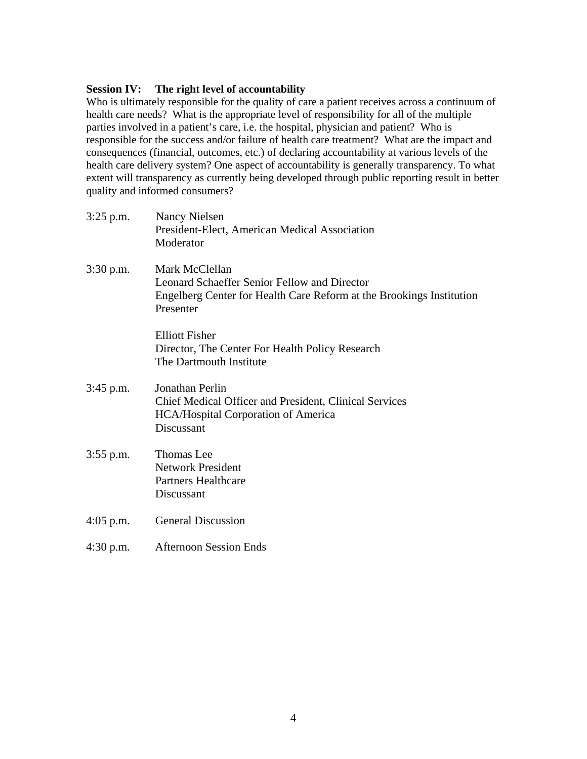**Session IV: The right level of accountability**

Who is ultimately responsible for the quality of care a patient receives across a continuum of health care needs? What is the appropriate level of responsibility for all of the multiple parties involved in a patient's care, i.e. the hospital, physician and patient? Who is responsible for the success and/or failure of health care treatment? What are the impact and consequences (financial, outcomes, etc.) of declaring accountability at various levels of the health care delivery system? One aspect of accountability is generally transparency. To what extent will transparency as currently being developed through public reporting result in better quality and informed consumers?

| | |
|---|---|
| 3:25 p.m. | Nancy Nielsen<br>President-Elect, American Medical Association<br>Moderator |
| 3:30 p.m. | Mark McClellan<br>Leonard Schaeffer Senior Fellow and Director<br>Engelberg Center for Health Care Reform at the Brookings Institution<br>Presenter |
| | Elliott Fisher<br>Director, The Center For Health Policy Research<br>The Dartmouth Institute |
| 3:45 p.m. | Jonathan Perlin<br>Chief Medical Officer and President, Clinical Services<br>HCA/Hospital Corporation of America<br>Discussant |
| 3:55 p.m. | Thomas Lee<br>Network President<br>Partners Healthcare<br>Discussant |
| 4:05 p.m. | General Discussion |
| 4:30 p.m. | Afternoon Session Ends |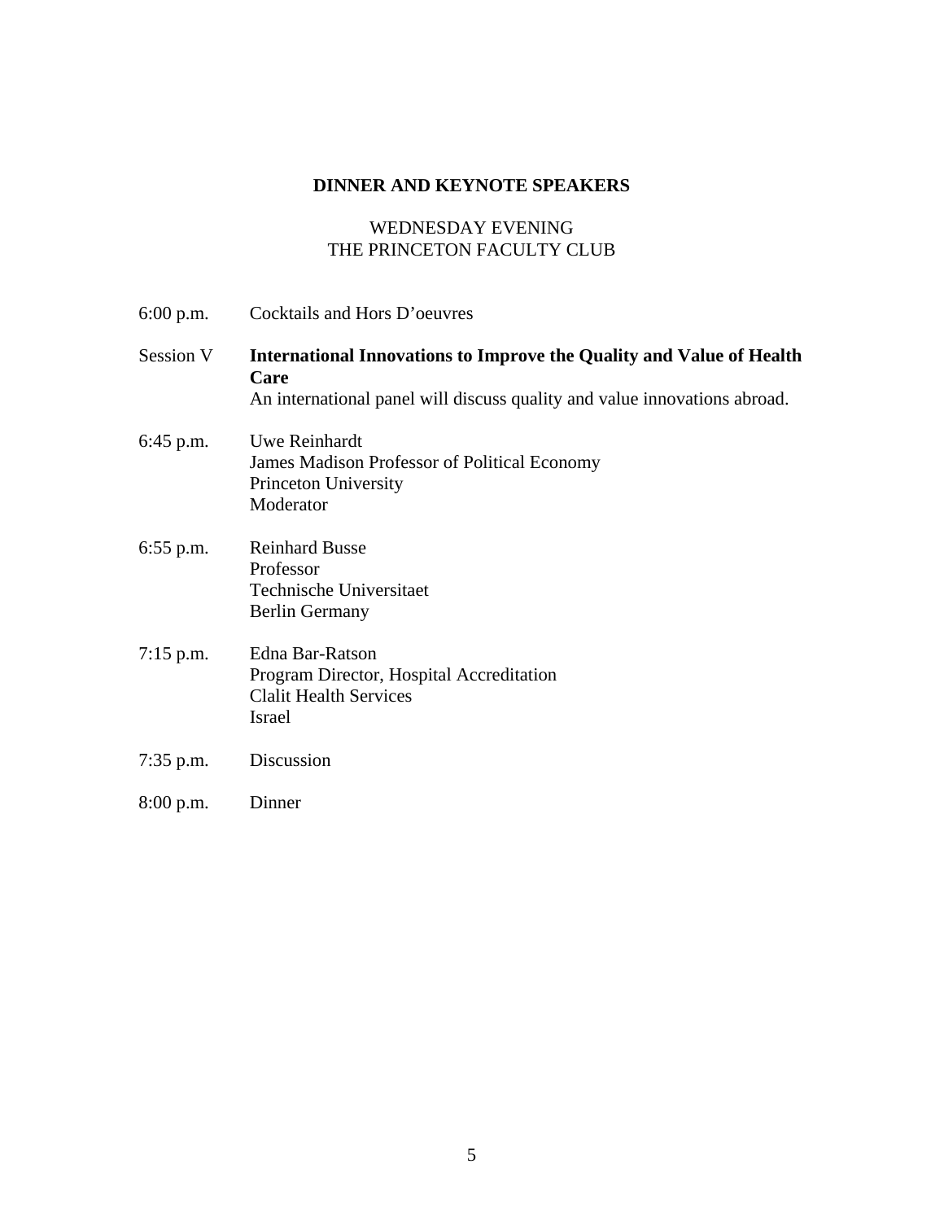## DINNER AND KEYNOTE SPEAKERS

WEDNESDAY EVENING
THE PRINCETON FACULTY CLUB

6:00 p.m. Cocktails and Hors D'oeuvres

Session V **International Innovations to Improve the Quality and Value of Health Care**
An international panel will discuss quality and value innovations abroad.

6:45 p.m. Uwe Reinhardt
James Madison Professor of Political Economy
Princeton University
Moderator

6:55 p.m. Reinhard Busse
Professor
Technische Universitaet
Berlin Germany

7:15 p.m. Edna Bar-Ratson
Program Director, Hospital Accreditation
Clalit Health Services
Israel

7:35 p.m. Discussion

8:00 p.m. Dinner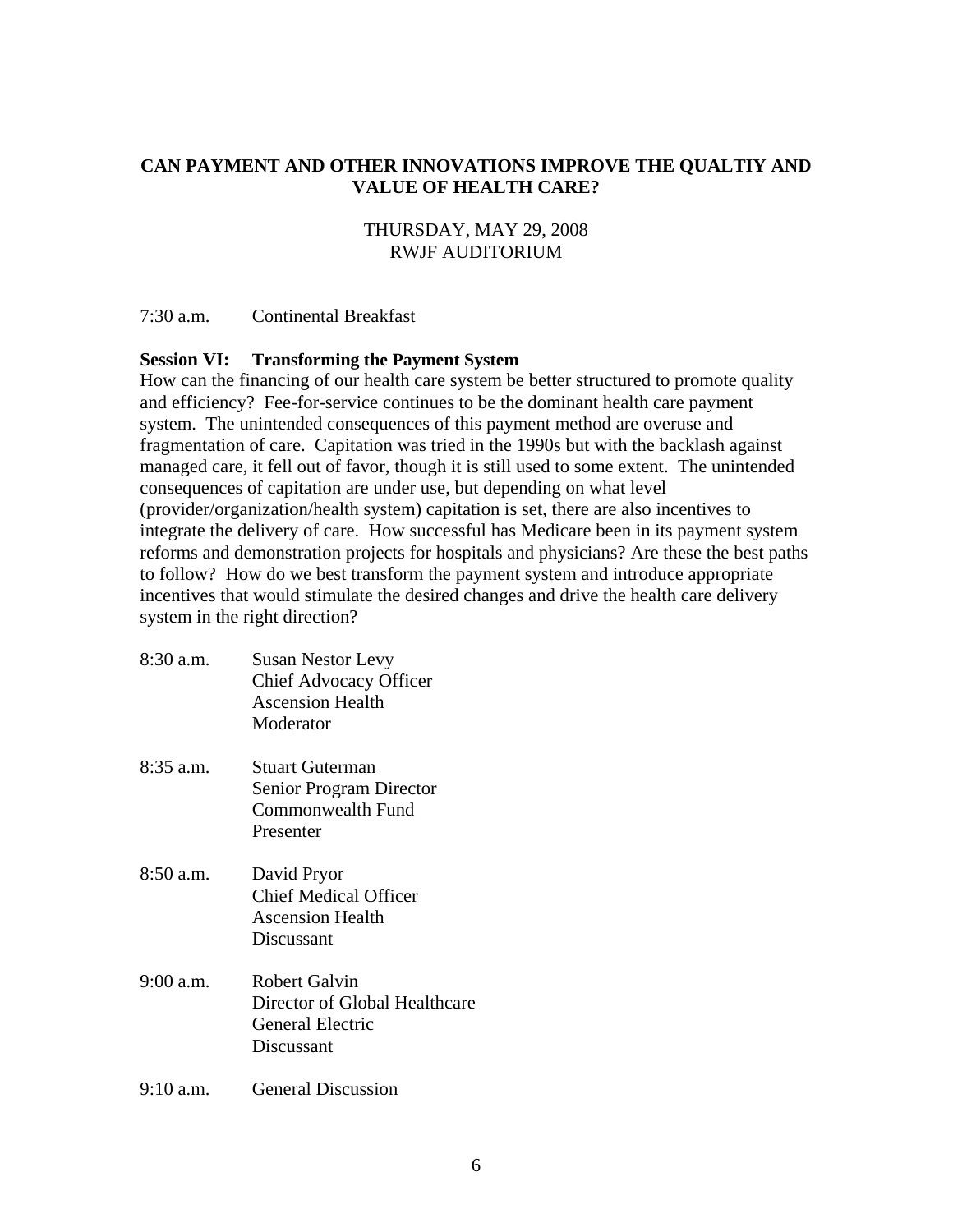## CAN PAYMENT AND OTHER INNOVATIONS IMPROVE THE QUALTIY AND VALUE OF HEALTH CARE?

THURSDAY, MAY 29, 2008
RWJF AUDITORIUM

7:30 a.m. Continental Breakfast

**Session VI: Transforming the Payment System**

How can the financing of our health care system be better structured to promote quality and efficiency? Fee-for-service continues to be the dominant health care payment system. The unintended consequences of this payment method are overuse and fragmentation of care. Capitation was tried in the 1990s but with the backlash against managed care, it fell out of favor, though it is still used to some extent. The unintended consequences of capitation are under use, but depending on what level (provider/organization/health system) capitation is set, there are also incentives to integrate the delivery of care. How successful has Medicare been in its payment system reforms and demonstration projects for hospitals and physicians? Are these the best paths to follow? How do we best transform the payment system and introduce appropriate incentives that would stimulate the desired changes and drive the health care delivery system in the right direction?

8:30 a.m. Susan Nestor Levy
Chief Advocacy Officer
Ascension Health
Moderator

8:35 a.m. Stuart Guterman
Senior Program Director
Commonwealth Fund
Presenter

8:50 a.m. David Pryor
Chief Medical Officer
Ascension Health
Discussant

9:00 a.m. Robert Galvin
Director of Global Healthcare
General Electric
Discussant

9:10 a.m. General Discussion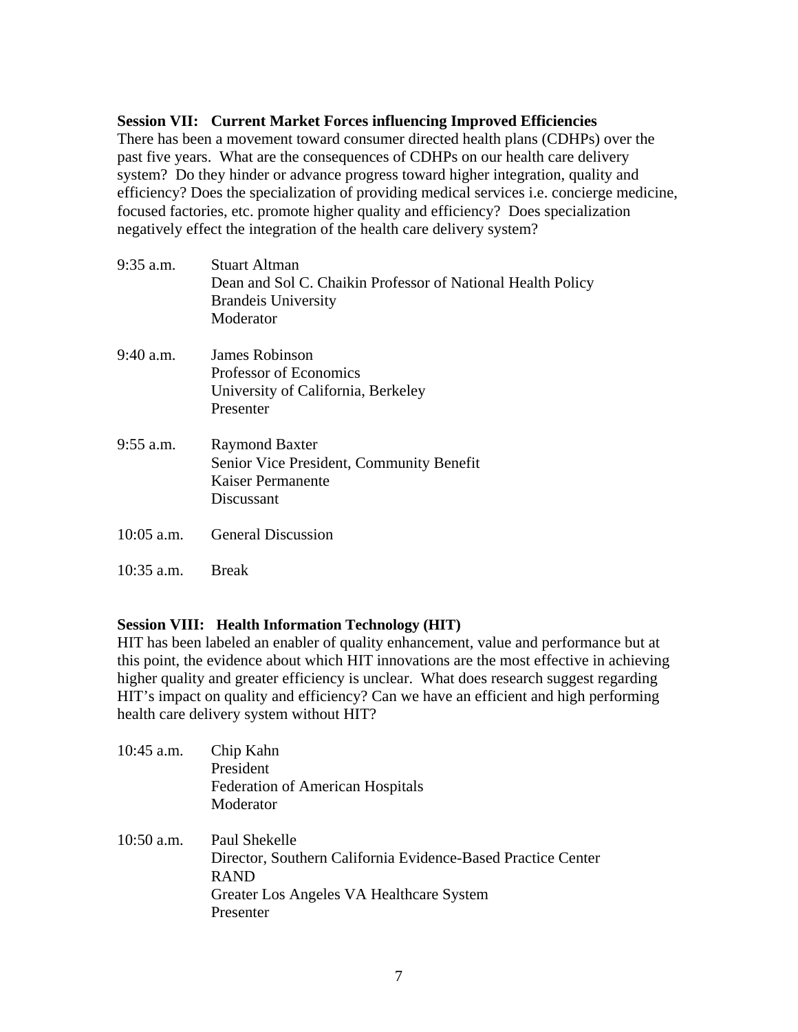**Session VII: Current Market Forces influencing Improved Efficiencies**

There has been a movement toward consumer directed health plans (CDHPs) over the past five years. What are the consequences of CDHPs on our health care delivery system? Do they hinder or advance progress toward higher integration, quality and efficiency? Does the specialization of providing medical services i.e. concierge medicine, focused factories, etc. promote higher quality and efficiency? Does specialization negatively effect the integration of the health care delivery system?

| | |
|---|---|
| 9:35 a.m. | Stuart Altman<br>Dean and Sol C. Chaikin Professor of National Health Policy<br>Brandeis University<br>Moderator |
| 9:40 a.m. | James Robinson<br>Professor of Economics<br>University of California, Berkeley<br>Presenter |
| 9:55 a.m. | Raymond Baxter<br>Senior Vice President, Community Benefit<br>Kaiser Permanente<br>Discussant |
| 10:05 a.m. | General Discussion |
| 10:35 a.m. | Break |

**Session VIII: Health Information Technology (HIT)**

HIT has been labeled an enabler of quality enhancement, value and performance but at this point, the evidence about which HIT innovations are the most effective in achieving higher quality and greater efficiency is unclear. What does research suggest regarding HIT's impact on quality and efficiency? Can we have an efficient and high performing health care delivery system without HIT?

| | |
|---|---|
| 10:45 a.m. | Chip Kahn<br>President<br>Federation of American Hospitals<br>Moderator |
| 10:50 a.m. | Paul Shekelle<br>Director, Southern California Evidence-Based Practice Center<br>RAND<br>Greater Los Angeles VA Healthcare System<br>Presenter |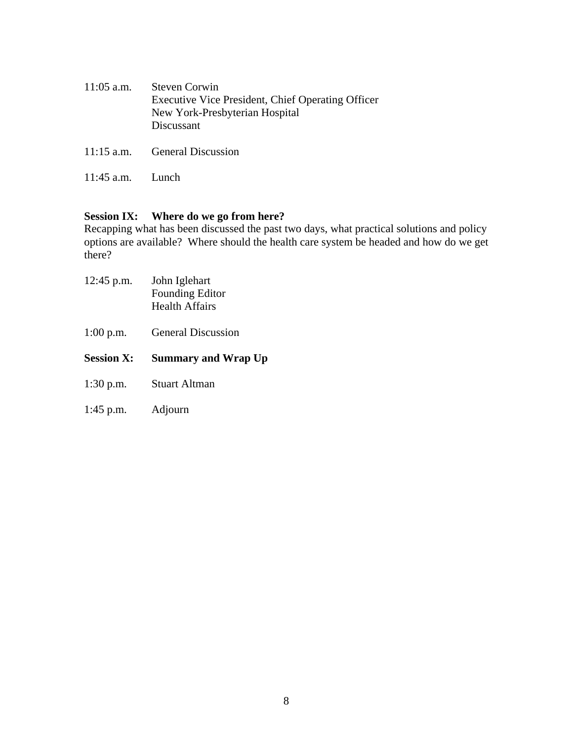11:05 a.m. Steven Corwin
Executive Vice President, Chief Operating Officer
New York-Presbyterian Hospital
Discussant

11:15 a.m. General Discussion

11:45 a.m. Lunch

**Session IX: Where do we go from here?**

Recapping what has been discussed the past two days, what practical solutions and policy options are available? Where should the health care system be headed and how do we get there?

12:45 p.m. John Iglehart
Founding Editor
Health Affairs

1:00 p.m. General Discussion

**Session X: Summary and Wrap Up**

1:30 p.m. Stuart Altman

1:45 p.m. Adjourn